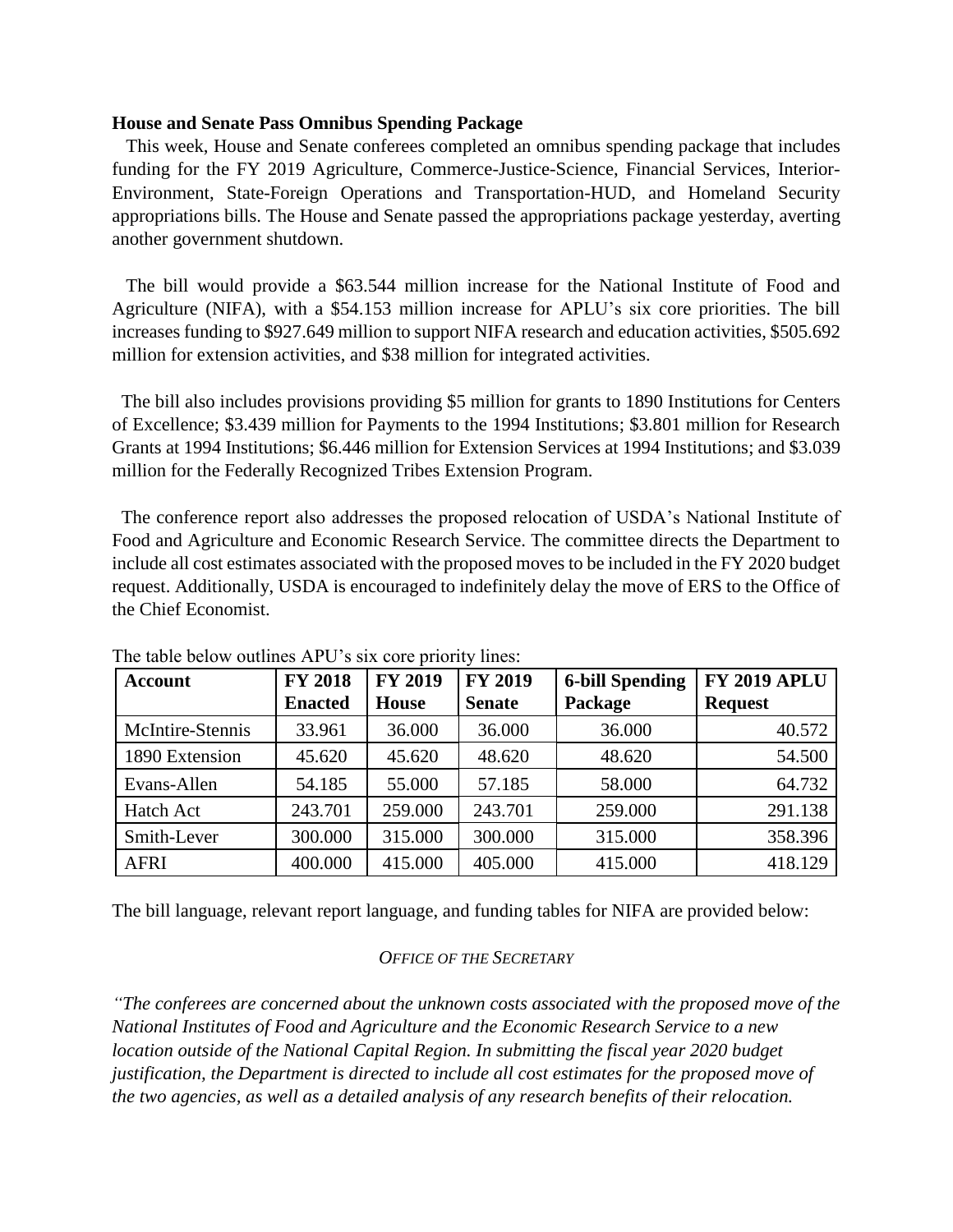**House and Senate Pass Omnibus Spending Package**

This week, House and Senate conferees completed an omnibus spending package that includes funding for the FY 2019 Agriculture, Commerce-Justice-Science, Financial Services, Interior-Environment, State-Foreign Operations and Transportation-HUD, and Homeland Security appropriations bills. The House and Senate passed the appropriations package yesterday, averting another government shutdown.

The bill would provide a $63.544 million increase for the National Institute of Food and Agriculture (NIFA), with a $54.153 million increase for APLU's six core priorities. The bill increases funding to $927.649 million to support NIFA research and education activities, $505.692 million for extension activities, and $38 million for integrated activities.

The bill also includes provisions providing $5 million for grants to 1890 Institutions for Centers of Excellence; $3.439 million for Payments to the 1994 Institutions; $3.801 million for Research Grants at 1994 Institutions; $6.446 million for Extension Services at 1994 Institutions; and $3.039 million for the Federally Recognized Tribes Extension Program.

The conference report also addresses the proposed relocation of USDA's National Institute of Food and Agriculture and Economic Research Service. The committee directs the Department to include all cost estimates associated with the proposed moves to be included in the FY 2020 budget request. Additionally, USDA is encouraged to indefinitely delay the move of ERS to the Office of the Chief Economist.

The table below outlines APU's six core priority lines:

| Account | FY 2018 Enacted | FY 2019 House | FY 2019 Senate | 6-bill Spending Package | FY 2019 APLU Request |
|---|---|---|---|---|---|
| McIntire-Stennis | 33.961 | 36.000 | 36.000 | 36.000 | 40.572 |
| 1890 Extension | 45.620 | 45.620 | 48.620 | 48.620 | 54.500 |
| Evans-Allen | 54.185 | 55.000 | 57.185 | 58.000 | 64.732 |
| Hatch Act | 243.701 | 259.000 | 243.701 | 259.000 | 291.138 |
| Smith-Lever | 300.000 | 315.000 | 300.000 | 315.000 | 358.396 |
| AFRI | 400.000 | 415.000 | 405.000 | 415.000 | 418.129 |

The bill language, relevant report language, and funding tables for NIFA are provided below:

*OFFICE OF THE SECRETARY*

*"The conferees are concerned about the unknown costs associated with the proposed move of the National Institutes of Food and Agriculture and the Economic Research Service to a new location outside of the National Capital Region. In submitting the fiscal year 2020 budget justification, the Department is directed to include all cost estimates for the proposed move of the two agencies, as well as a detailed analysis of any research benefits of their relocation.*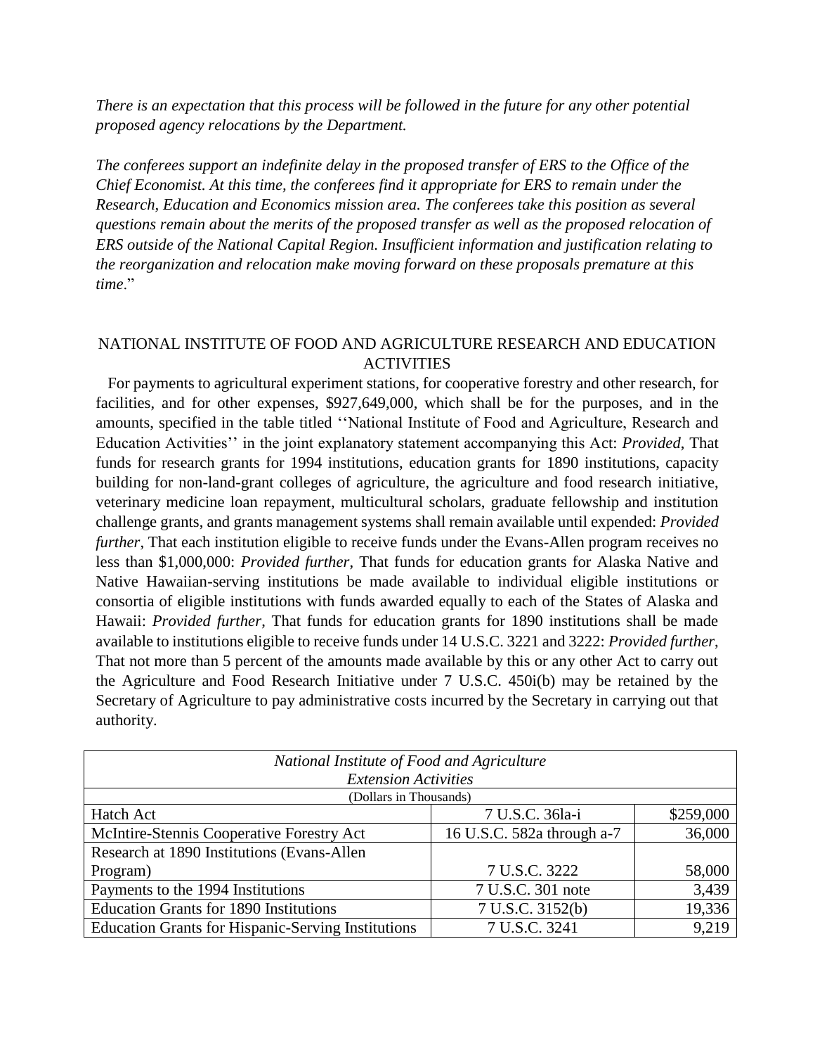*There is an expectation that this process will be followed in the future for any other potential proposed agency relocations by the Department.*

*The conferees support an indefinite delay in the proposed transfer of ERS to the Office of the Chief Economist. At this time, the conferees find it appropriate for ERS to remain under the Research, Education and Economics mission area. The conferees take this position as several questions remain about the merits of the proposed transfer as well as the proposed relocation of ERS outside of the National Capital Region. Insufficient information and justification relating to the reorganization and relocation make moving forward on these proposals premature at this time*."

## NATIONAL INSTITUTE OF FOOD AND AGRICULTURE RESEARCH AND EDUCATION ACTIVITIES

For payments to agricultural experiment stations, for cooperative forestry and other research, for facilities, and for other expenses, $927,649,000, which shall be for the purposes, and in the amounts, specified in the table titled ''National Institute of Food and Agriculture, Research and Education Activities'' in the joint explanatory statement accompanying this Act: *Provided*, That funds for research grants for 1994 institutions, education grants for 1890 institutions, capacity building for non-land-grant colleges of agriculture, the agriculture and food research initiative, veterinary medicine loan repayment, multicultural scholars, graduate fellowship and institution challenge grants, and grants management systems shall remain available until expended: *Provided further*, That each institution eligible to receive funds under the Evans-Allen program receives no less than $1,000,000: *Provided further*, That funds for education grants for Alaska Native and Native Hawaiian-serving institutions be made available to individual eligible institutions or consortia of eligible institutions with funds awarded equally to each of the States of Alaska and Hawaii: *Provided further*, That funds for education grants for 1890 institutions shall be made available to institutions eligible to receive funds under 14 U.S.C. 3221 and 3222: *Provided further*, That not more than 5 percent of the amounts made available by this or any other Act to carry out the Agriculture and Food Research Initiative under 7 U.S.C. 450i(b) may be retained by the Secretary of Agriculture to pay administrative costs incurred by the Secretary in carrying out that authority.

| *National Institute of Food and Agriculture Extension Activities* | | |
|---|---|---|
| (Dollars in Thousands) | | |
| Hatch Act | 7 U.S.C. 36la-i | $259,000 |
| McIntire-Stennis Cooperative Forestry Act | 16 U.S.C. 582a through a-7 | 36,000 |
| Research at 1890 Institutions (Evans-Allen Program) | 7 U.S.C. 3222 | 58,000 |
| Payments to the 1994 Institutions | 7 U.S.C. 301 note | 3,439 |
| Education Grants for 1890 Institutions | 7 U.S.C. 3152(b) | 19,336 |
| Education Grants for Hispanic-Serving Institutions | 7 U.S.C. 3241 | 9,219 |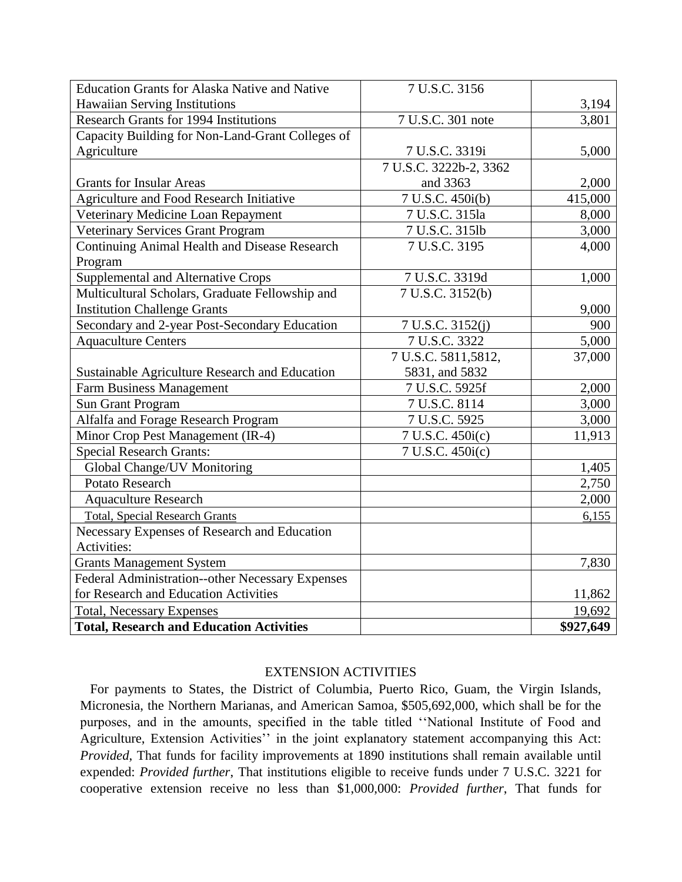| Education Grants for Alaska Native and Native Hawaiian Serving Institutions | 7 U.S.C. 3156 | 3,194 |
|---|---|---|
| Research Grants for 1994 Institutions | 7 U.S.C. 301 note | 3,801 |
| Capacity Building for Non-Land-Grant Colleges of Agriculture | 7 U.S.C. 3319i | 5,000 |
| Grants for Insular Areas | 7 U.S.C. 3222b-2, 3362 and 3363 | 2,000 |
| Agriculture and Food Research Initiative | 7 U.S.C. 450i(b) | 415,000 |
| Veterinary Medicine Loan Repayment | 7 U.S.C. 315la | 8,000 |
| Veterinary Services Grant Program | 7 U.S.C. 315lb | 3,000 |
| Continuing Animal Health and Disease Research Program | 7 U.S.C. 3195 | 4,000 |
| Supplemental and Alternative Crops | 7 U.S.C. 3319d | 1,000 |
| Multicultural Scholars, Graduate Fellowship and Institution Challenge Grants | 7 U.S.C. 3152(b) | 9,000 |
| Secondary and 2-year Post-Secondary Education | 7 U.S.C. 3152(j) | 900 |
| Aquaculture Centers | 7 U.S.C. 3322 | 5,000 |
| Sustainable Agriculture Research and Education | 7 U.S.C. 5811,5812, 5831, and 5832 | 37,000 |
| Farm Business Management | 7 U.S.C. 5925f | 2,000 |
| Sun Grant Program | 7 U.S.C. 8114 | 3,000 |
| Alfalfa and Forage Research Program | 7 U.S.C. 5925 | 3,000 |
| Minor Crop Pest Management (IR-4) | 7 U.S.C. 450i(c) | 11,913 |
| Special Research Grants: | 7 U.S.C. 450i(c) | |
| Global Change/UV Monitoring | | 1,405 |
| Potato Research | | 2,750 |
| Aquaculture Research | | 2,000 |
| Total, Special Research Grants | | 6,155 |
| Necessary Expenses of Research and Education Activities: | | |
| Grants Management System | | 7,830 |
| Federal Administration--other Necessary Expenses for Research and Education Activities | | 11,862 |
| Total, Necessary Expenses | | 19,692 |
| **Total, Research and Education Activities** | | **$927,649** |

## EXTENSION ACTIVITIES

For payments to States, the District of Columbia, Puerto Rico, Guam, the Virgin Islands, Micronesia, the Northern Marianas, and American Samoa, $505,692,000, which shall be for the purposes, and in the amounts, specified in the table titled ''National Institute of Food and Agriculture, Extension Activities'' in the joint explanatory statement accompanying this Act: *Provided*, That funds for facility improvements at 1890 institutions shall remain available until expended: *Provided further*, That institutions eligible to receive funds under 7 U.S.C. 3221 for cooperative extension receive no less than $1,000,000: *Provided further*, That funds for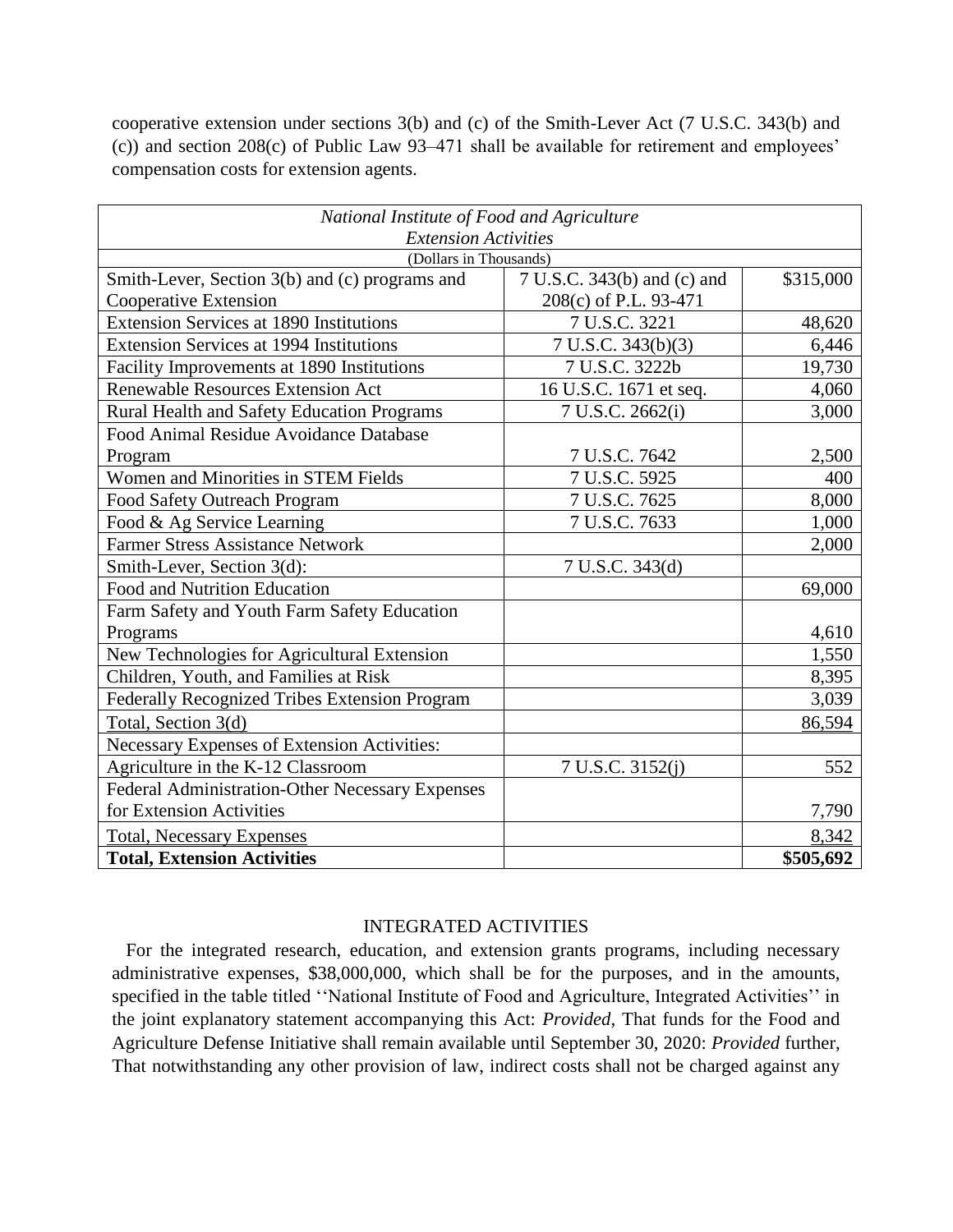cooperative extension under sections 3(b) and (c) of the Smith-Lever Act (7 U.S.C. 343(b) and (c)) and section 208(c) of Public Law 93–471 shall be available for retirement and employees' compensation costs for extension agents.

| *National Institute of Food and Agriculture* *Extension Activities* (Dollars in Thousands) | | |
|---|---|---|
| Smith-Lever, Section 3(b) and (c) programs and Cooperative Extension | 7 U.S.C. 343(b) and (c) and 208(c) of P.L. 93-471 | \$315,000 |
| Extension Services at 1890 Institutions | 7 U.S.C. 3221 | 48,620 |
| Extension Services at 1994 Institutions | 7 U.S.C. 343(b)(3) | 6,446 |
| Facility Improvements at 1890 Institutions | 7 U.S.C. 3222b | 19,730 |
| Renewable Resources Extension Act | 16 U.S.C. 1671 et seq. | 4,060 |
| Rural Health and Safety Education Programs | 7 U.S.C. 2662(i) | 3,000 |
| Food Animal Residue Avoidance Database Program | 7 U.S.C. 7642 | 2,500 |
| Women and Minorities in STEM Fields | 7 U.S.C. 5925 | 400 |
| Food Safety Outreach Program | 7 U.S.C. 7625 | 8,000 |
| Food & Ag Service Learning | 7 U.S.C. 7633 | 1,000 |
| Farmer Stress Assistance Network | | 2,000 |
| Smith-Lever, Section 3(d): | 7 U.S.C. 343(d) | |
| Food and Nutrition Education | | 69,000 |
| Farm Safety and Youth Farm Safety Education Programs | | 4,610 |
| New Technologies for Agricultural Extension | | 1,550 |
| Children, Youth, and Families at Risk | | 8,395 |
| Federally Recognized Tribes Extension Program | | 3,039 |
| Total, Section 3(d) | | 86,594 |
| Necessary Expenses of Extension Activities: | | |
| Agriculture in the K-12 Classroom | 7 U.S.C. 3152(j) | 552 |
| Federal Administration-Other Necessary Expenses for Extension Activities | | 7,790 |
| Total, Necessary Expenses | | 8,342 |
| **Total, Extension Activities** | | **\$505,692** |

INTEGRATED ACTIVITIES

For the integrated research, education, and extension grants programs, including necessary administrative expenses, \$38,000,000, which shall be for the purposes, and in the amounts, specified in the table titled ''National Institute of Food and Agriculture, Integrated Activities'' in the joint explanatory statement accompanying this Act: *Provided*, That funds for the Food and Agriculture Defense Initiative shall remain available until September 30, 2020: *Provided* further, That notwithstanding any other provision of law, indirect costs shall not be charged against any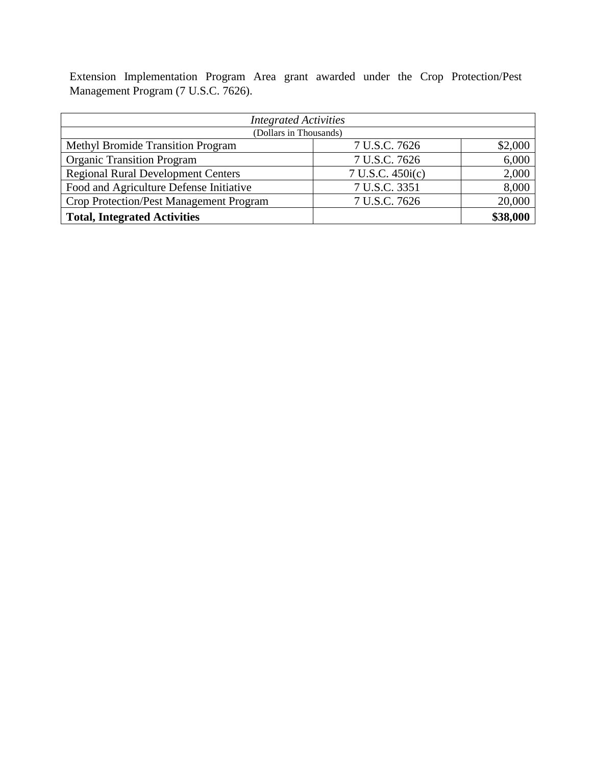Extension Implementation Program Area grant awarded under the Crop Protection/Pest Management Program (7 U.S.C. 7626).

| *Integrated Activities* | | |
| --- | --- | --- |
| (Dollars in Thousands) | | |
| Methyl Bromide Transition Program | 7 U.S.C. 7626 | $2,000 |
| Organic Transition Program | 7 U.S.C. 7626 | 6,000 |
| Regional Rural Development Centers | 7 U.S.C. 450i(c) | 2,000 |
| Food and Agriculture Defense Initiative | 7 U.S.C. 3351 | 8,000 |
| Crop Protection/Pest Management Program | 7 U.S.C. 7626 | 20,000 |
| **Total, Integrated Activities** | | **$38,000** |